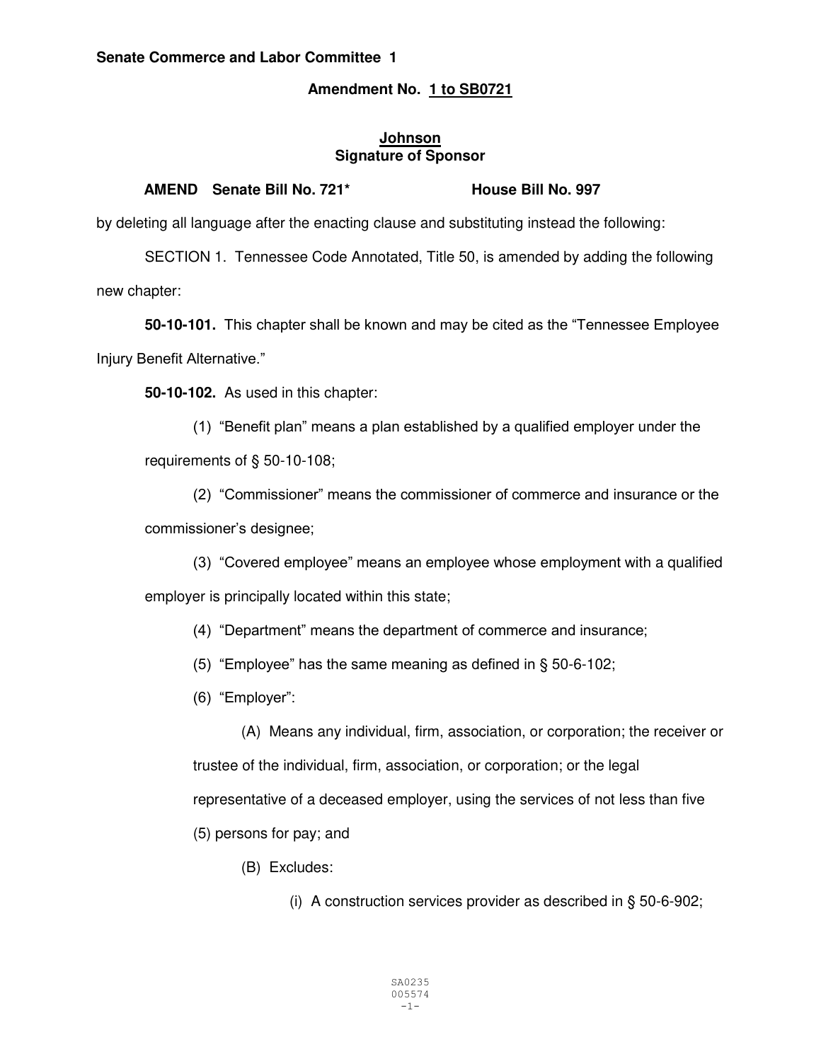**Senate Commerce and Labor Committee 1**

**Amendment No. 1 to SB0721**

**Johnson**
**Signature of Sponsor**

**AMEND Senate Bill No. 721\* House Bill No. 997**

by deleting all language after the enacting clause and substituting instead the following:

SECTION 1. Tennessee Code Annotated, Title 50, is amended by adding the following new chapter:

**50-10-101.** This chapter shall be known and may be cited as the "Tennessee Employee Injury Benefit Alternative."

**50-10-102.** As used in this chapter:

(1) "Benefit plan" means a plan established by a qualified employer under the requirements of § 50-10-108;

(2) "Commissioner" means the commissioner of commerce and insurance or the commissioner's designee;

(3) "Covered employee" means an employee whose employment with a qualified employer is principally located within this state;

(4) "Department" means the department of commerce and insurance;

(5) "Employee" has the same meaning as defined in § 50-6-102;

(6) "Employer":

(A) Means any individual, firm, association, or corporation; the receiver or trustee of the individual, firm, association, or corporation; or the legal representative of a deceased employer, using the services of not less than five (5) persons for pay; and

(B) Excludes:

(i) A construction services provider as described in § 50-6-902;

SA0235
005574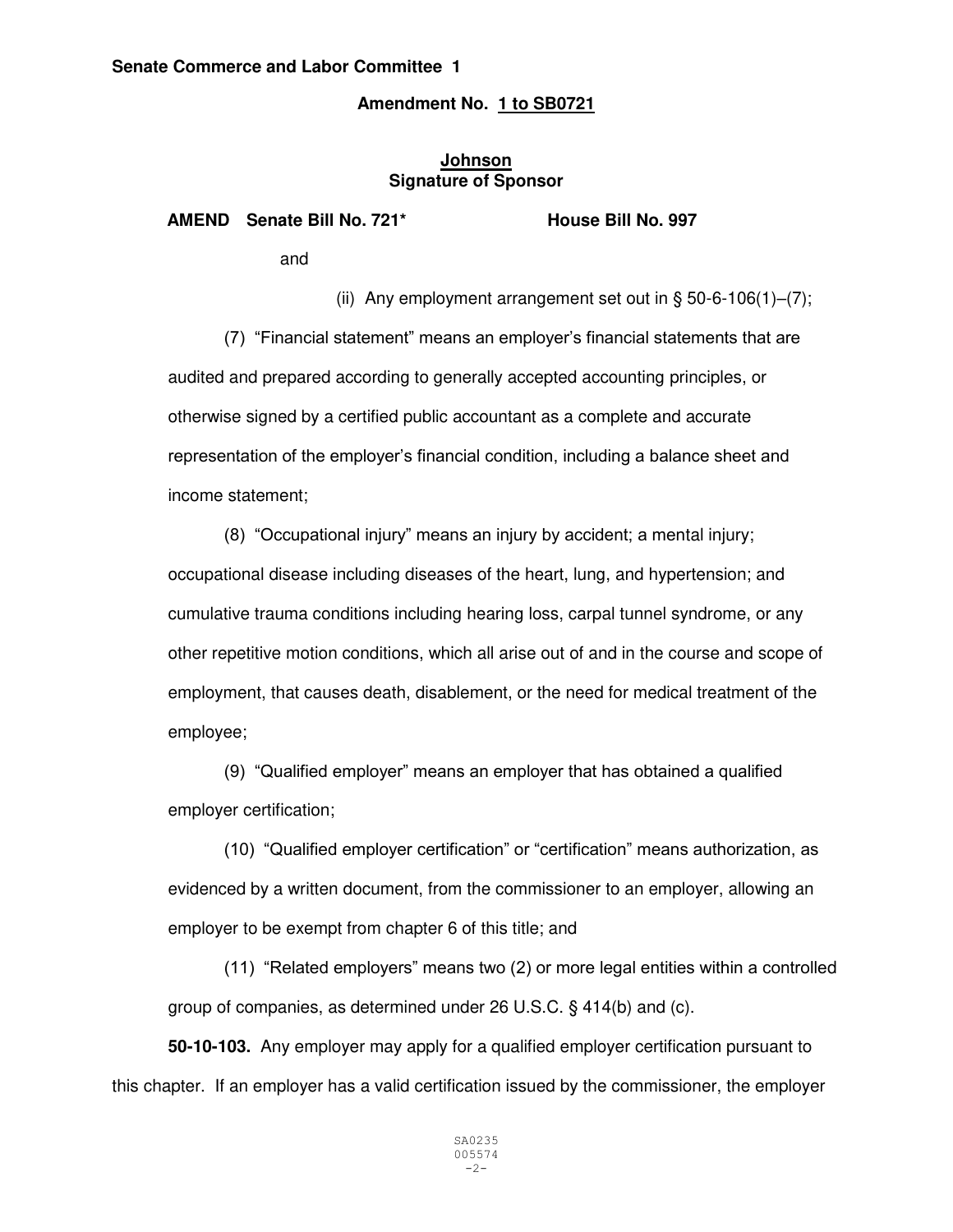**Senate Commerce and Labor Committee 1**

**Amendment No. 1 to SB0721**

**Johnson**
**Signature of Sponsor**

**AMEND Senate Bill No. 721\*   House Bill No. 997**

and

(ii) Any employment arrangement set out in § 50-6-106(1)–(7);

(7) "Financial statement" means an employer's financial statements that are audited and prepared according to generally accepted accounting principles, or otherwise signed by a certified public accountant as a complete and accurate representation of the employer's financial condition, including a balance sheet and income statement;

(8) "Occupational injury" means an injury by accident; a mental injury; occupational disease including diseases of the heart, lung, and hypertension; and cumulative trauma conditions including hearing loss, carpal tunnel syndrome, or any other repetitive motion conditions, which all arise out of and in the course and scope of employment, that causes death, disablement, or the need for medical treatment of the employee;

(9) "Qualified employer" means an employer that has obtained a qualified employer certification;

(10) "Qualified employer certification" or "certification" means authorization, as evidenced by a written document, from the commissioner to an employer, allowing an employer to be exempt from chapter 6 of this title; and

(11) "Related employers" means two (2) or more legal entities within a controlled group of companies, as determined under 26 U.S.C. § 414(b) and (c).

**50-10-103.** Any employer may apply for a qualified employer certification pursuant to this chapter. If an employer has a valid certification issued by the commissioner, the employer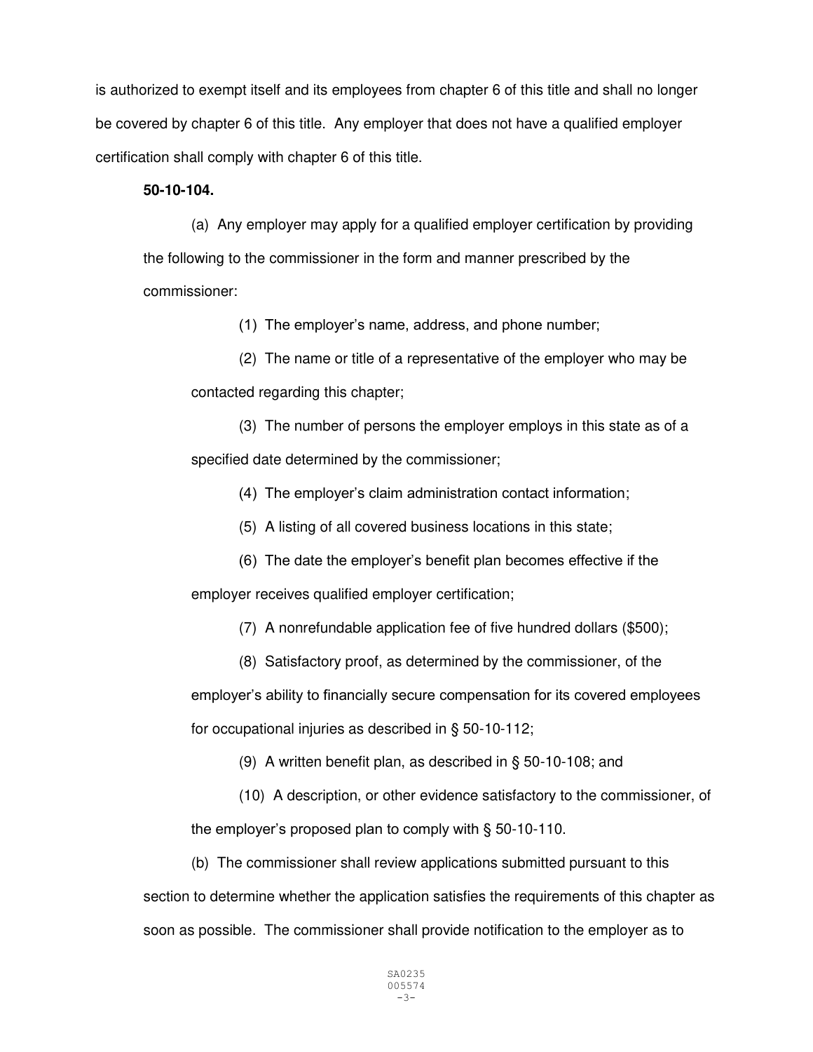is authorized to exempt itself and its employees from chapter 6 of this title and shall no longer be covered by chapter 6 of this title. Any employer that does not have a qualified employer certification shall comply with chapter 6 of this title.

**50-10-104.**

(a) Any employer may apply for a qualified employer certification by providing the following to the commissioner in the form and manner prescribed by the commissioner:

(1) The employer's name, address, and phone number;

(2) The name or title of a representative of the employer who may be contacted regarding this chapter;

(3) The number of persons the employer employs in this state as of a specified date determined by the commissioner;

(4) The employer's claim administration contact information;

(5) A listing of all covered business locations in this state;

(6) The date the employer's benefit plan becomes effective if the employer receives qualified employer certification;

(7) A nonrefundable application fee of five hundred dollars ($500);

(8) Satisfactory proof, as determined by the commissioner, of the employer's ability to financially secure compensation for its covered employees for occupational injuries as described in § 50-10-112;

(9) A written benefit plan, as described in § 50-10-108; and

(10) A description, or other evidence satisfactory to the commissioner, of the employer's proposed plan to comply with § 50-10-110.

(b) The commissioner shall review applications submitted pursuant to this section to determine whether the application satisfies the requirements of this chapter as soon as possible. The commissioner shall provide notification to the employer as to

SA0235
005574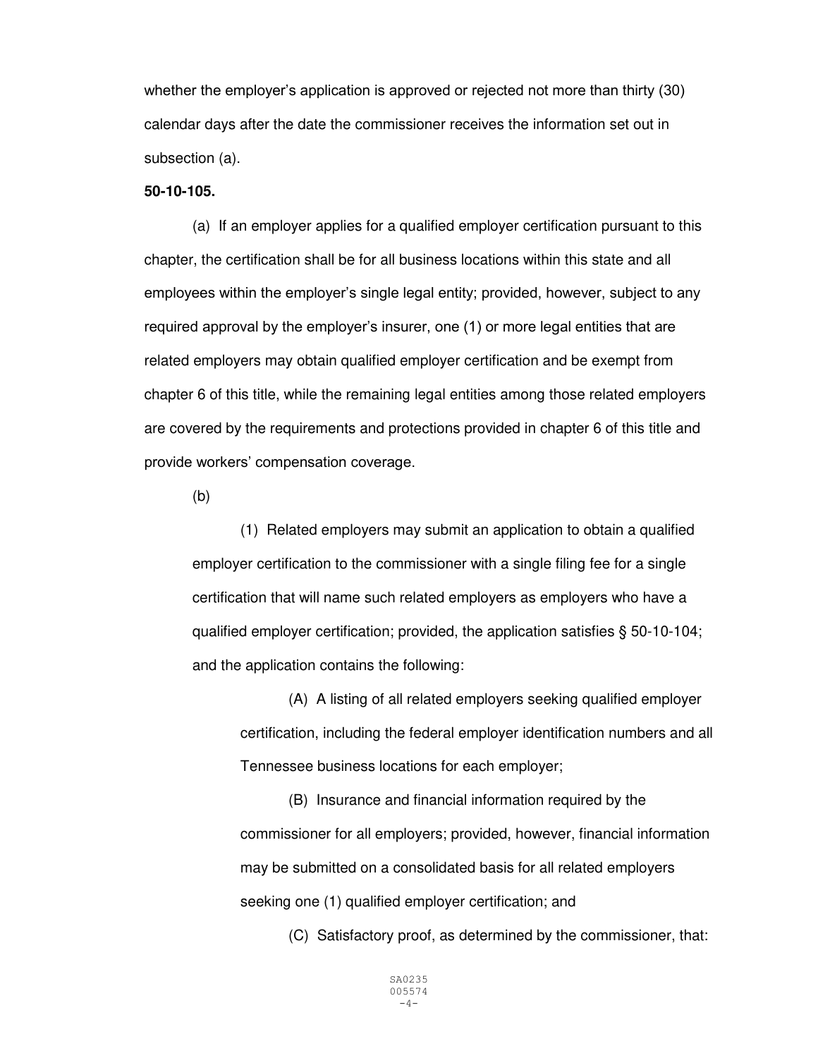whether the employer's application is approved or rejected not more than thirty (30) calendar days after the date the commissioner receives the information set out in subsection (a).

**50-10-105.**

(a) If an employer applies for a qualified employer certification pursuant to this chapter, the certification shall be for all business locations within this state and all employees within the employer's single legal entity; provided, however, subject to any required approval by the employer's insurer, one (1) or more legal entities that are related employers may obtain qualified employer certification and be exempt from chapter 6 of this title, while the remaining legal entities among those related employers are covered by the requirements and protections provided in chapter 6 of this title and provide workers' compensation coverage.

(b)

(1) Related employers may submit an application to obtain a qualified employer certification to the commissioner with a single filing fee for a single certification that will name such related employers as employers who have a qualified employer certification; provided, the application satisfies § 50-10-104; and the application contains the following:

(A) A listing of all related employers seeking qualified employer certification, including the federal employer identification numbers and all Tennessee business locations for each employer;

(B) Insurance and financial information required by the commissioner for all employers; provided, however, financial information may be submitted on a consolidated basis for all related employers seeking one (1) qualified employer certification; and

(C) Satisfactory proof, as determined by the commissioner, that: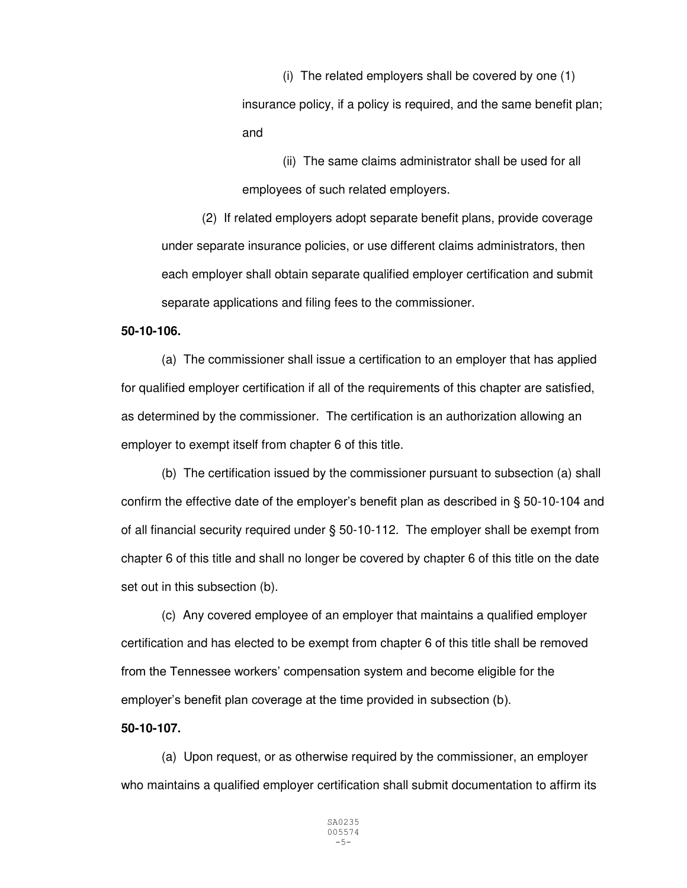(i) The related employers shall be covered by one (1) insurance policy, if a policy is required, and the same benefit plan; and

(ii) The same claims administrator shall be used for all employees of such related employers.

(2) If related employers adopt separate benefit plans, provide coverage under separate insurance policies, or use different claims administrators, then each employer shall obtain separate qualified employer certification and submit separate applications and filing fees to the commissioner.

**50-10-106.**

(a) The commissioner shall issue a certification to an employer that has applied for qualified employer certification if all of the requirements of this chapter are satisfied, as determined by the commissioner. The certification is an authorization allowing an employer to exempt itself from chapter 6 of this title.

(b) The certification issued by the commissioner pursuant to subsection (a) shall confirm the effective date of the employer's benefit plan as described in § 50-10-104 and of all financial security required under § 50-10-112. The employer shall be exempt from chapter 6 of this title and shall no longer be covered by chapter 6 of this title on the date set out in this subsection (b).

(c) Any covered employee of an employer that maintains a qualified employer certification and has elected to be exempt from chapter 6 of this title shall be removed from the Tennessee workers' compensation system and become eligible for the employer's benefit plan coverage at the time provided in subsection (b).

**50-10-107.**

(a) Upon request, or as otherwise required by the commissioner, an employer who maintains a qualified employer certification shall submit documentation to affirm its

SA0235
005574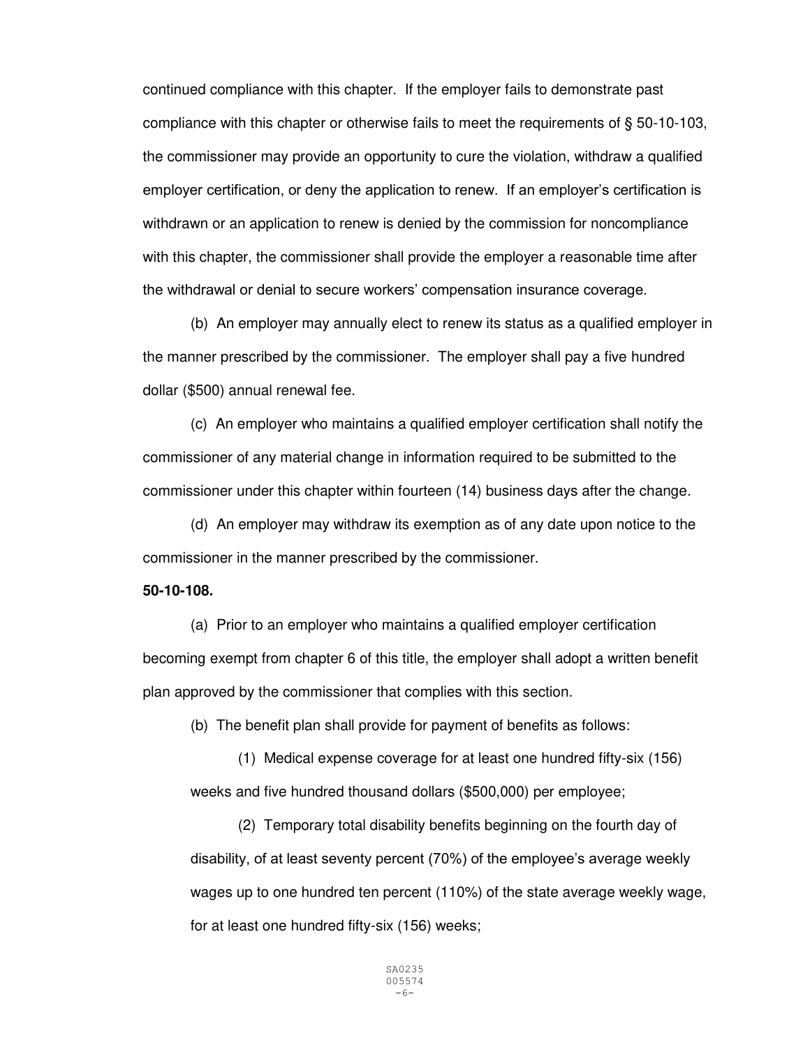continued compliance with this chapter. If the employer fails to demonstrate past compliance with this chapter or otherwise fails to meet the requirements of § 50-10-103, the commissioner may provide an opportunity to cure the violation, withdraw a qualified employer certification, or deny the application to renew. If an employer's certification is withdrawn or an application to renew is denied by the commission for noncompliance with this chapter, the commissioner shall provide the employer a reasonable time after the withdrawal or denial to secure workers' compensation insurance coverage.

(b) An employer may annually elect to renew its status as a qualified employer in the manner prescribed by the commissioner. The employer shall pay a five hundred dollar ($500) annual renewal fee.

(c) An employer who maintains a qualified employer certification shall notify the commissioner of any material change in information required to be submitted to the commissioner under this chapter within fourteen (14) business days after the change.

(d) An employer may withdraw its exemption as of any date upon notice to the commissioner in the manner prescribed by the commissioner.

**50-10-108.**

(a) Prior to an employer who maintains a qualified employer certification becoming exempt from chapter 6 of this title, the employer shall adopt a written benefit plan approved by the commissioner that complies with this section.

(b) The benefit plan shall provide for payment of benefits as follows:

(1) Medical expense coverage for at least one hundred fifty-six (156) weeks and five hundred thousand dollars ($500,000) per employee;

(2) Temporary total disability benefits beginning on the fourth day of disability, of at least seventy percent (70%) of the employee's average weekly wages up to one hundred ten percent (110%) of the state average weekly wage, for at least one hundred fifty-six (156) weeks;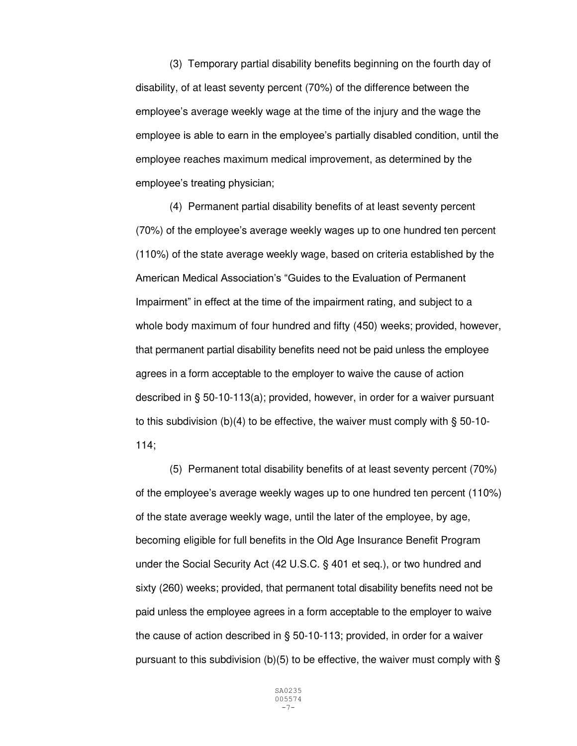(3) Temporary partial disability benefits beginning on the fourth day of disability, of at least seventy percent (70%) of the difference between the employee's average weekly wage at the time of the injury and the wage the employee is able to earn in the employee's partially disabled condition, until the employee reaches maximum medical improvement, as determined by the employee's treating physician;

(4) Permanent partial disability benefits of at least seventy percent (70%) of the employee's average weekly wages up to one hundred ten percent (110%) of the state average weekly wage, based on criteria established by the American Medical Association's "Guides to the Evaluation of Permanent Impairment" in effect at the time of the impairment rating, and subject to a whole body maximum of four hundred and fifty (450) weeks; provided, however, that permanent partial disability benefits need not be paid unless the employee agrees in a form acceptable to the employer to waive the cause of action described in § 50-10-113(a); provided, however, in order for a waiver pursuant to this subdivision (b)(4) to be effective, the waiver must comply with § 50-10-114;

(5) Permanent total disability benefits of at least seventy percent (70%) of the employee's average weekly wages up to one hundred ten percent (110%) of the state average weekly wage, until the later of the employee, by age, becoming eligible for full benefits in the Old Age Insurance Benefit Program under the Social Security Act (42 U.S.C. § 401 et seq.), or two hundred and sixty (260) weeks; provided, that permanent total disability benefits need not be paid unless the employee agrees in a form acceptable to the employer to waive the cause of action described in § 50-10-113; provided, in order for a waiver pursuant to this subdivision (b)(5) to be effective, the waiver must comply with §

SA0235
005574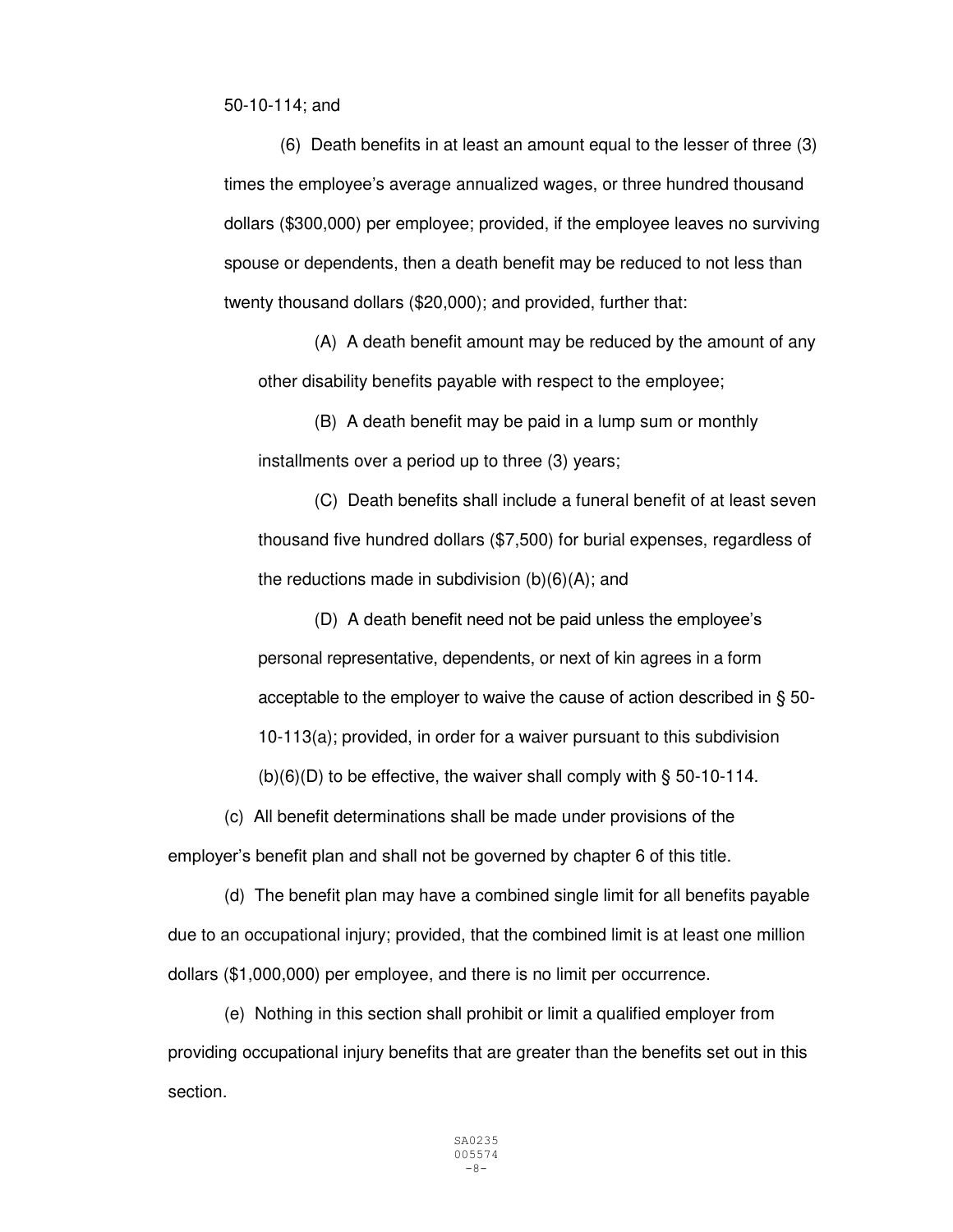50-10-114; and

(6) Death benefits in at least an amount equal to the lesser of three (3) times the employee's average annualized wages, or three hundred thousand dollars ($300,000) per employee; provided, if the employee leaves no surviving spouse or dependents, then a death benefit may be reduced to not less than twenty thousand dollars ($20,000); and provided, further that:

(A) A death benefit amount may be reduced by the amount of any other disability benefits payable with respect to the employee;

(B) A death benefit may be paid in a lump sum or monthly installments over a period up to three (3) years;

(C) Death benefits shall include a funeral benefit of at least seven thousand five hundred dollars ($7,500) for burial expenses, regardless of the reductions made in subdivision (b)(6)(A); and

(D) A death benefit need not be paid unless the employee's personal representative, dependents, or next of kin agrees in a form acceptable to the employer to waive the cause of action described in § 50-10-113(a); provided, in order for a waiver pursuant to this subdivision (b)(6)(D) to be effective, the waiver shall comply with § 50-10-114.

(c) All benefit determinations shall be made under provisions of the employer's benefit plan and shall not be governed by chapter 6 of this title.

(d) The benefit plan may have a combined single limit for all benefits payable due to an occupational injury; provided, that the combined limit is at least one million dollars ($1,000,000) per employee, and there is no limit per occurrence.

(e) Nothing in this section shall prohibit or limit a qualified employer from providing occupational injury benefits that are greater than the benefits set out in this section.

SA0235
005574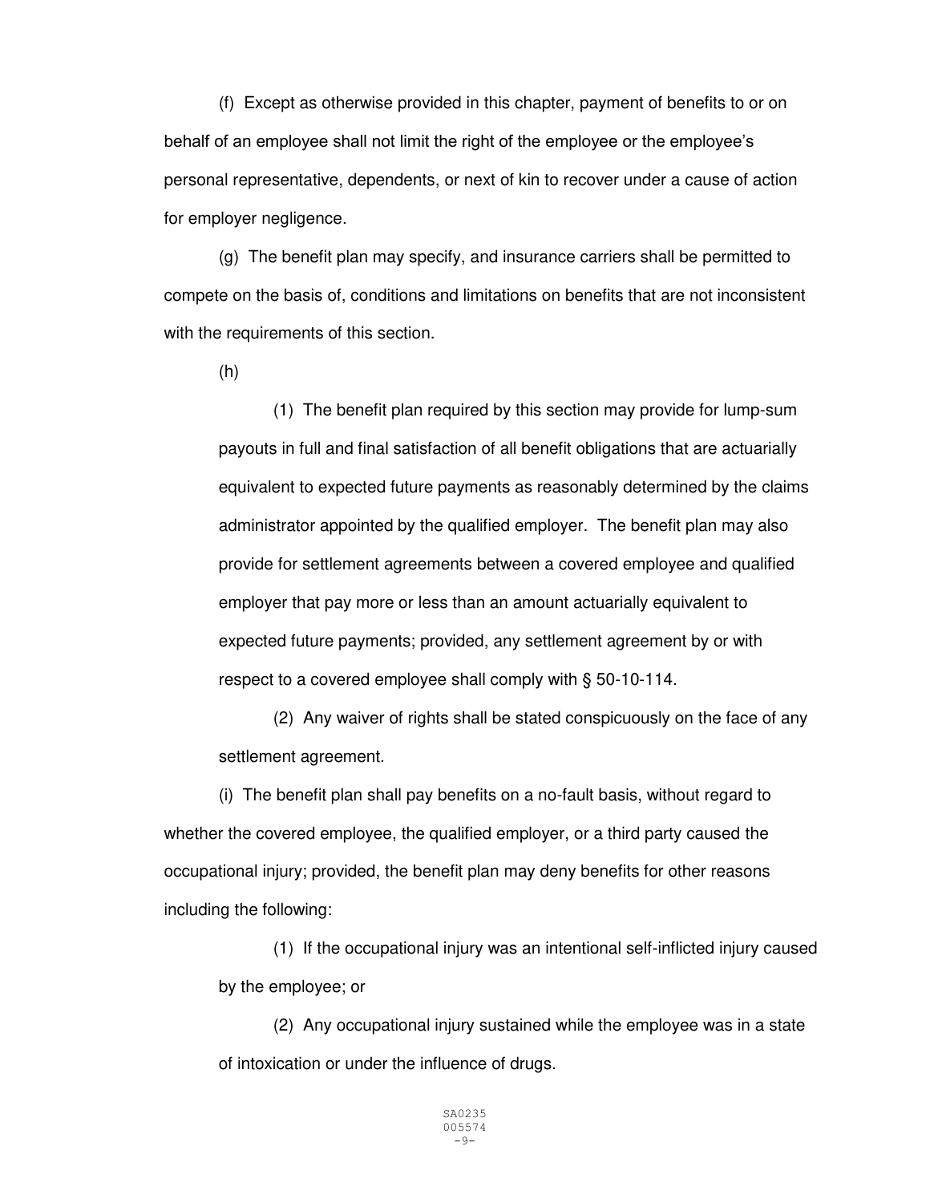(f) Except as otherwise provided in this chapter, payment of benefits to or on behalf of an employee shall not limit the right of the employee or the employee's personal representative, dependents, or next of kin to recover under a cause of action for employer negligence.

(g) The benefit plan may specify, and insurance carriers shall be permitted to compete on the basis of, conditions and limitations on benefits that are not inconsistent with the requirements of this section.

(h)

(1) The benefit plan required by this section may provide for lump-sum payouts in full and final satisfaction of all benefit obligations that are actuarially equivalent to expected future payments as reasonably determined by the claims administrator appointed by the qualified employer. The benefit plan may also provide for settlement agreements between a covered employee and qualified employer that pay more or less than an amount actuarially equivalent to expected future payments; provided, any settlement agreement by or with respect to a covered employee shall comply with § 50-10-114.

(2) Any waiver of rights shall be stated conspicuously on the face of any settlement agreement.

(i) The benefit plan shall pay benefits on a no-fault basis, without regard to whether the covered employee, the qualified employer, or a third party caused the occupational injury; provided, the benefit plan may deny benefits for other reasons including the following:

(1) If the occupational injury was an intentional self-inflicted injury caused by the employee; or

(2) Any occupational injury sustained while the employee was in a state of intoxication or under the influence of drugs.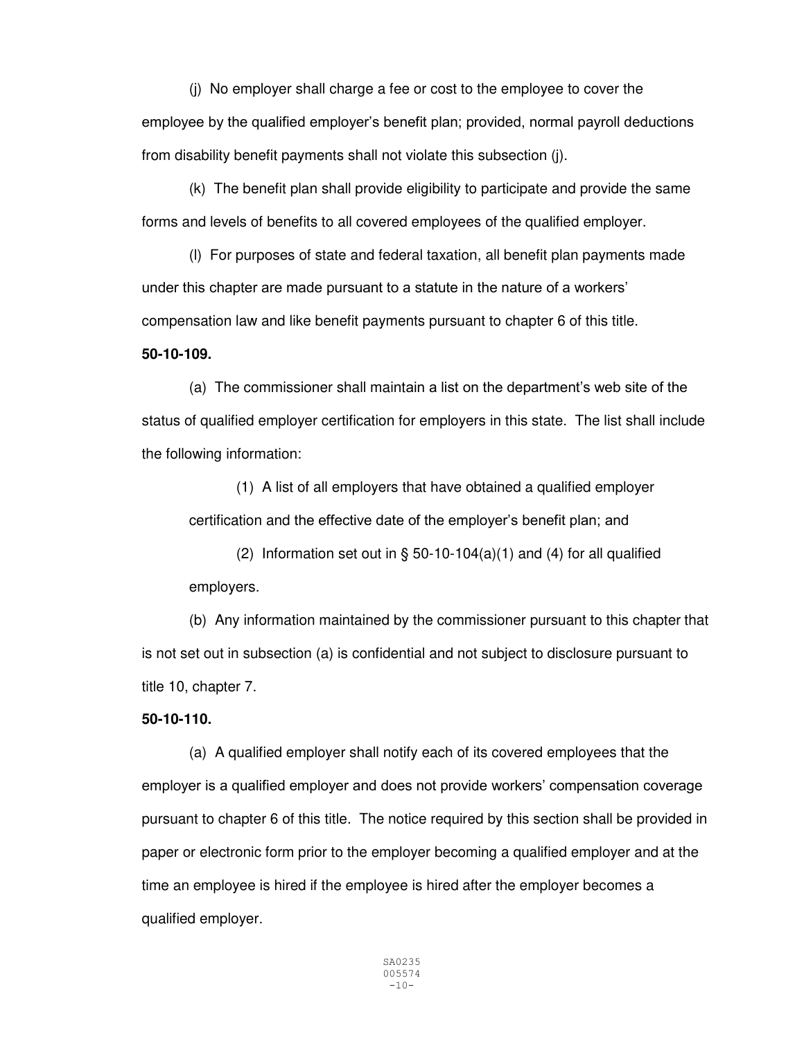(j) No employer shall charge a fee or cost to the employee to cover the employee by the qualified employer's benefit plan; provided, normal payroll deductions from disability benefit payments shall not violate this subsection (j).

(k) The benefit plan shall provide eligibility to participate and provide the same forms and levels of benefits to all covered employees of the qualified employer.

(l) For purposes of state and federal taxation, all benefit plan payments made under this chapter are made pursuant to a statute in the nature of a workers' compensation law and like benefit payments pursuant to chapter 6 of this title.

**50-10-109.**

(a) The commissioner shall maintain a list on the department's web site of the status of qualified employer certification for employers in this state. The list shall include the following information:

(1) A list of all employers that have obtained a qualified employer certification and the effective date of the employer's benefit plan; and

(2) Information set out in § 50-10-104(a)(1) and (4) for all qualified employers.

(b) Any information maintained by the commissioner pursuant to this chapter that is not set out in subsection (a) is confidential and not subject to disclosure pursuant to title 10, chapter 7.

**50-10-110.**

(a) A qualified employer shall notify each of its covered employees that the employer is a qualified employer and does not provide workers' compensation coverage pursuant to chapter 6 of this title. The notice required by this section shall be provided in paper or electronic form prior to the employer becoming a qualified employer and at the time an employee is hired if the employee is hired after the employer becomes a qualified employer.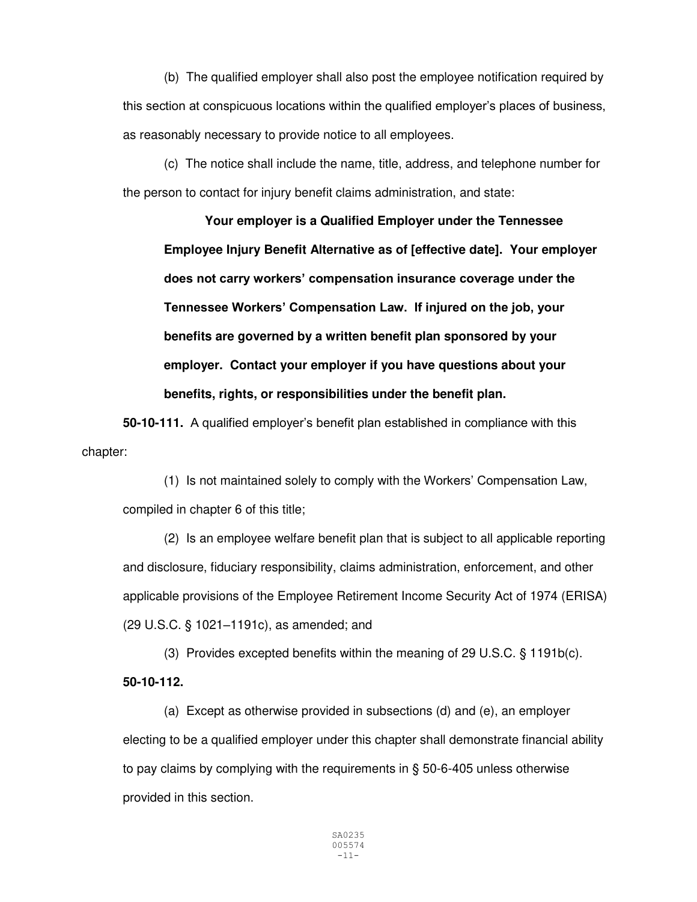(b) The qualified employer shall also post the employee notification required by this section at conspicuous locations within the qualified employer's places of business, as reasonably necessary to provide notice to all employees.

(c) The notice shall include the name, title, address, and telephone number for the person to contact for injury benefit claims administration, and state:

> **Your employer is a Qualified Employer under the Tennessee Employee Injury Benefit Alternative as of [effective date]. Your employer does not carry workers' compensation insurance coverage under the Tennessee Workers' Compensation Law. If injured on the job, your benefits are governed by a written benefit plan sponsored by your employer. Contact your employer if you have questions about your benefits, rights, or responsibilities under the benefit plan.**

**50-10-111.** A qualified employer's benefit plan established in compliance with this chapter:

(1) Is not maintained solely to comply with the Workers' Compensation Law, compiled in chapter 6 of this title;

(2) Is an employee welfare benefit plan that is subject to all applicable reporting and disclosure, fiduciary responsibility, claims administration, enforcement, and other applicable provisions of the Employee Retirement Income Security Act of 1974 (ERISA) (29 U.S.C. § 1021–1191c), as amended; and

(3) Provides excepted benefits within the meaning of 29 U.S.C. § 1191b(c).

**50-10-112.**

(a) Except as otherwise provided in subsections (d) and (e), an employer electing to be a qualified employer under this chapter shall demonstrate financial ability to pay claims by complying with the requirements in § 50-6-405 unless otherwise provided in this section.

SA0235
005574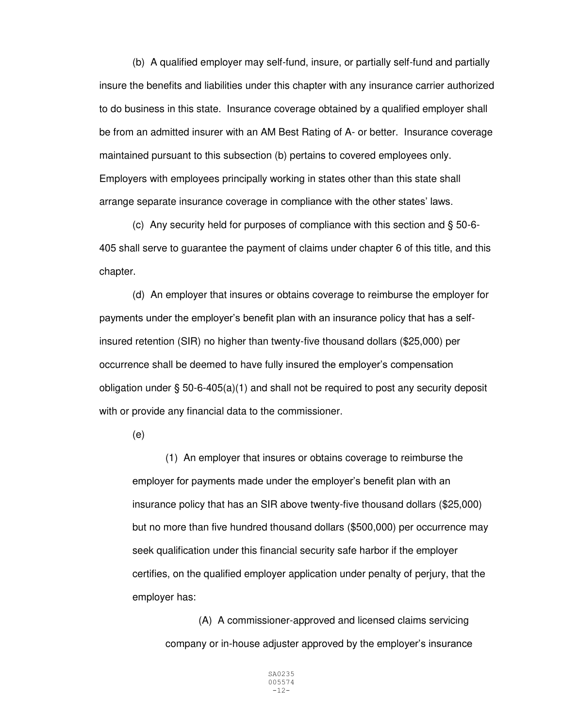(b) A qualified employer may self-fund, insure, or partially self-fund and partially insure the benefits and liabilities under this chapter with any insurance carrier authorized to do business in this state. Insurance coverage obtained by a qualified employer shall be from an admitted insurer with an AM Best Rating of A- or better. Insurance coverage maintained pursuant to this subsection (b) pertains to covered employees only. Employers with employees principally working in states other than this state shall arrange separate insurance coverage in compliance with the other states' laws.

(c) Any security held for purposes of compliance with this section and § 50-6-405 shall serve to guarantee the payment of claims under chapter 6 of this title, and this chapter.

(d) An employer that insures or obtains coverage to reimburse the employer for payments under the employer's benefit plan with an insurance policy that has a self-insured retention (SIR) no higher than twenty-five thousand dollars ($25,000) per occurrence shall be deemed to have fully insured the employer's compensation obligation under § 50-6-405(a)(1) and shall not be required to post any security deposit with or provide any financial data to the commissioner.

(e)

(1) An employer that insures or obtains coverage to reimburse the employer for payments made under the employer's benefit plan with an insurance policy that has an SIR above twenty-five thousand dollars ($25,000) but no more than five hundred thousand dollars ($500,000) per occurrence may seek qualification under this financial security safe harbor if the employer certifies, on the qualified employer application under penalty of perjury, that the employer has:

(A) A commissioner-approved and licensed claims servicing company or in-house adjuster approved by the employer's insurance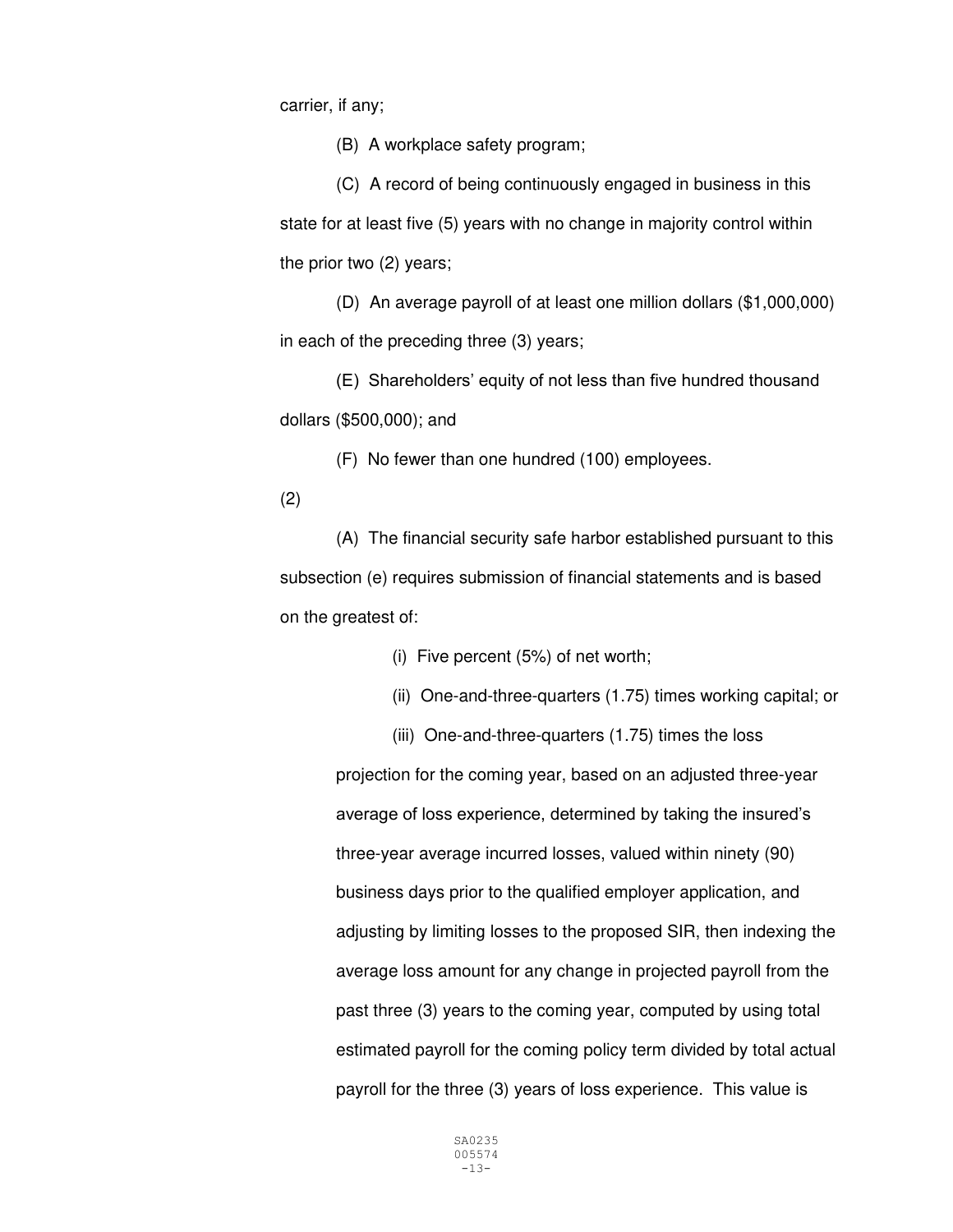carrier, if any;

(B) A workplace safety program;

(C) A record of being continuously engaged in business in this state for at least five (5) years with no change in majority control within the prior two (2) years;

(D) An average payroll of at least one million dollars ($1,000,000) in each of the preceding three (3) years;

(E) Shareholders' equity of not less than five hundred thousand dollars ($500,000); and

(F) No fewer than one hundred (100) employees.

(2)

(A) The financial security safe harbor established pursuant to this subsection (e) requires submission of financial statements and is based on the greatest of:

(i) Five percent (5%) of net worth;

(ii) One-and-three-quarters (1.75) times working capital; or

(iii) One-and-three-quarters (1.75) times the loss projection for the coming year, based on an adjusted three-year average of loss experience, determined by taking the insured's three-year average incurred losses, valued within ninety (90) business days prior to the qualified employer application, and adjusting by limiting losses to the proposed SIR, then indexing the average loss amount for any change in projected payroll from the past three (3) years to the coming year, computed by using total estimated payroll for the coming policy term divided by total actual payroll for the three (3) years of loss experience. This value is

SA0235
005574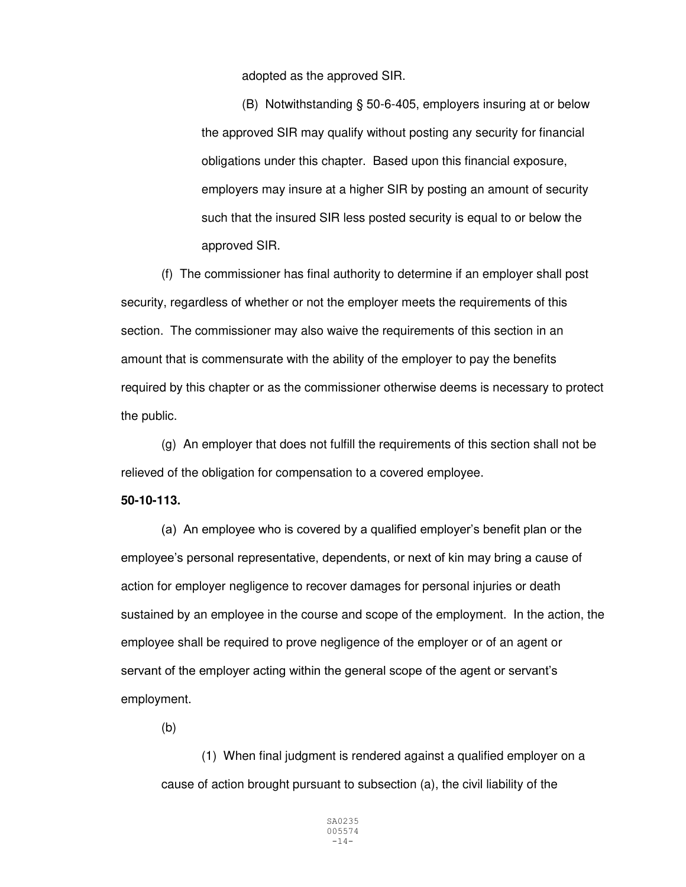adopted as the approved SIR.

(B) Notwithstanding § 50-6-405, employers insuring at or below the approved SIR may qualify without posting any security for financial obligations under this chapter. Based upon this financial exposure, employers may insure at a higher SIR by posting an amount of security such that the insured SIR less posted security is equal to or below the approved SIR.

(f) The commissioner has final authority to determine if an employer shall post security, regardless of whether or not the employer meets the requirements of this section. The commissioner may also waive the requirements of this section in an amount that is commensurate with the ability of the employer to pay the benefits required by this chapter or as the commissioner otherwise deems is necessary to protect the public.

(g) An employer that does not fulfill the requirements of this section shall not be relieved of the obligation for compensation to a covered employee.

**50-10-113.**

(a) An employee who is covered by a qualified employer's benefit plan or the employee's personal representative, dependents, or next of kin may bring a cause of action for employer negligence to recover damages for personal injuries or death sustained by an employee in the course and scope of the employment. In the action, the employee shall be required to prove negligence of the employer or of an agent or servant of the employer acting within the general scope of the agent or servant's employment.

(b)

(1) When final judgment is rendered against a qualified employer on a cause of action brought pursuant to subsection (a), the civil liability of the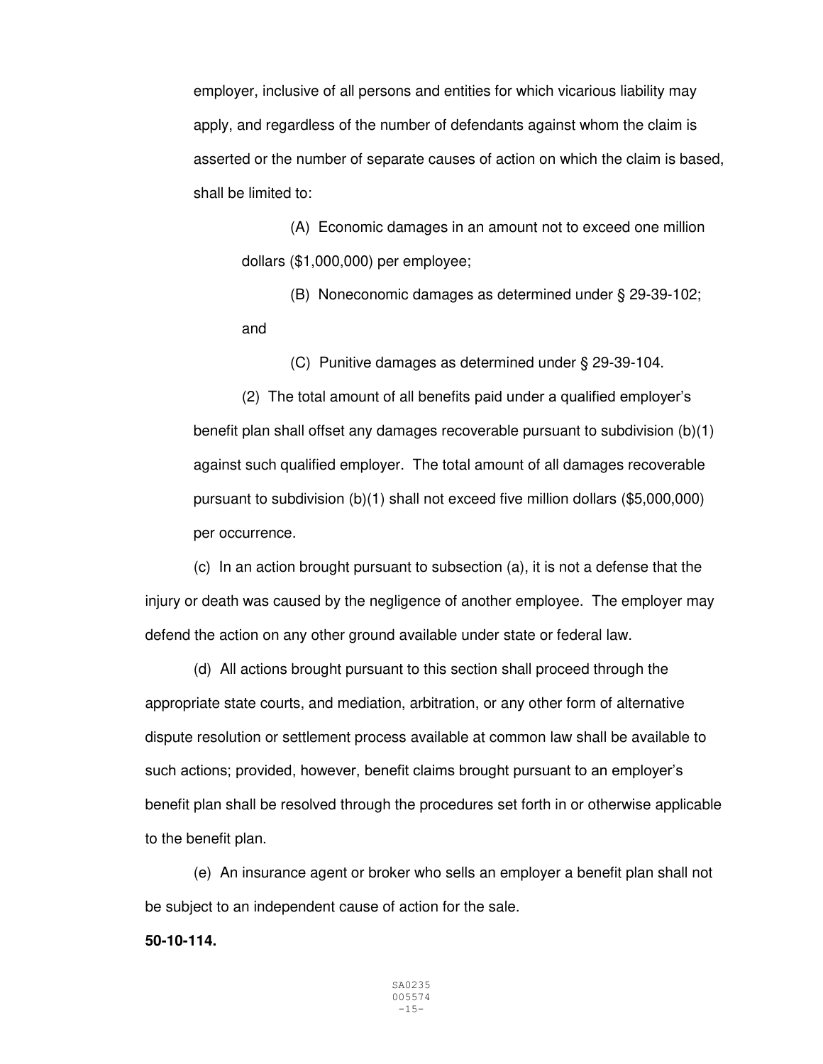employer, inclusive of all persons and entities for which vicarious liability may apply, and regardless of the number of defendants against whom the claim is asserted or the number of separate causes of action on which the claim is based, shall be limited to:

(A) Economic damages in an amount not to exceed one million dollars ($1,000,000) per employee;

(B) Noneconomic damages as determined under § 29-39-102; and

(C) Punitive damages as determined under § 29-39-104.

(2) The total amount of all benefits paid under a qualified employer's benefit plan shall offset any damages recoverable pursuant to subdivision (b)(1) against such qualified employer. The total amount of all damages recoverable pursuant to subdivision (b)(1) shall not exceed five million dollars ($5,000,000) per occurrence.

(c) In an action brought pursuant to subsection (a), it is not a defense that the injury or death was caused by the negligence of another employee. The employer may defend the action on any other ground available under state or federal law.

(d) All actions brought pursuant to this section shall proceed through the appropriate state courts, and mediation, arbitration, or any other form of alternative dispute resolution or settlement process available at common law shall be available to such actions; provided, however, benefit claims brought pursuant to an employer's benefit plan shall be resolved through the procedures set forth in or otherwise applicable to the benefit plan.

(e) An insurance agent or broker who sells an employer a benefit plan shall not be subject to an independent cause of action for the sale.

**50-10-114.**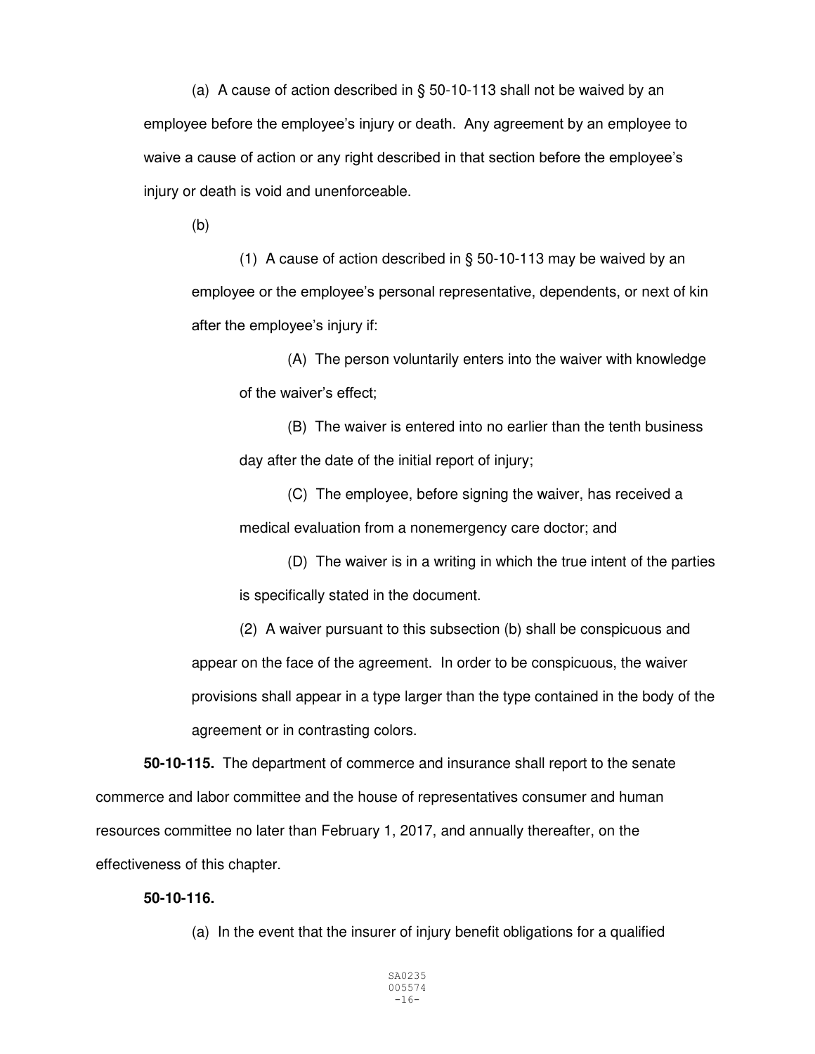(a) A cause of action described in § 50-10-113 shall not be waived by an employee before the employee's injury or death. Any agreement by an employee to waive a cause of action or any right described in that section before the employee's injury or death is void and unenforceable.

(b)

(1) A cause of action described in § 50-10-113 may be waived by an employee or the employee's personal representative, dependents, or next of kin after the employee's injury if:

(A) The person voluntarily enters into the waiver with knowledge of the waiver's effect;

(B) The waiver is entered into no earlier than the tenth business day after the date of the initial report of injury;

(C) The employee, before signing the waiver, has received a medical evaluation from a nonemergency care doctor; and

(D) The waiver is in a writing in which the true intent of the parties is specifically stated in the document.

(2) A waiver pursuant to this subsection (b) shall be conspicuous and appear on the face of the agreement. In order to be conspicuous, the waiver provisions shall appear in a type larger than the type contained in the body of the agreement or in contrasting colors.

**50-10-115.** The department of commerce and insurance shall report to the senate commerce and labor committee and the house of representatives consumer and human resources committee no later than February 1, 2017, and annually thereafter, on the effectiveness of this chapter.

**50-10-116.**

(a) In the event that the insurer of injury benefit obligations for a qualified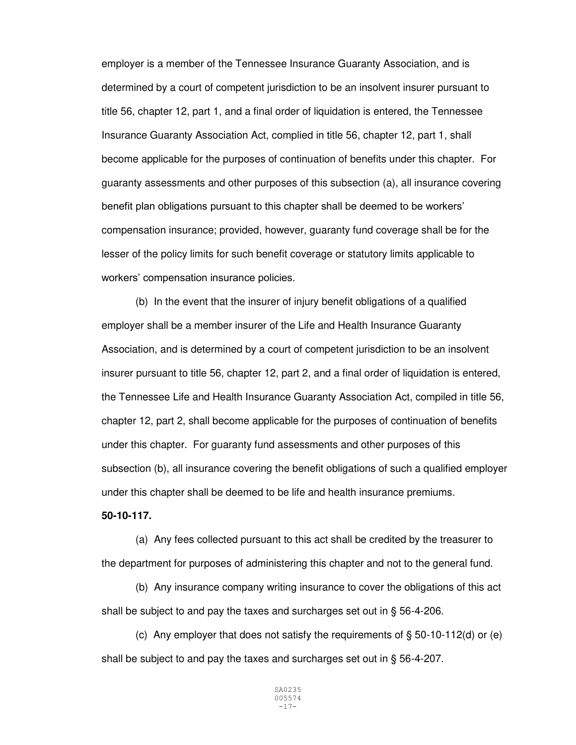employer is a member of the Tennessee Insurance Guaranty Association, and is determined by a court of competent jurisdiction to be an insolvent insurer pursuant to title 56, chapter 12, part 1, and a final order of liquidation is entered, the Tennessee Insurance Guaranty Association Act, complied in title 56, chapter 12, part 1, shall become applicable for the purposes of continuation of benefits under this chapter. For guaranty assessments and other purposes of this subsection (a), all insurance covering benefit plan obligations pursuant to this chapter shall be deemed to be workers' compensation insurance; provided, however, guaranty fund coverage shall be for the lesser of the policy limits for such benefit coverage or statutory limits applicable to workers' compensation insurance policies.

(b) In the event that the insurer of injury benefit obligations of a qualified employer shall be a member insurer of the Life and Health Insurance Guaranty Association, and is determined by a court of competent jurisdiction to be an insolvent insurer pursuant to title 56, chapter 12, part 2, and a final order of liquidation is entered, the Tennessee Life and Health Insurance Guaranty Association Act, compiled in title 56, chapter 12, part 2, shall become applicable for the purposes of continuation of benefits under this chapter. For guaranty fund assessments and other purposes of this subsection (b), all insurance covering the benefit obligations of such a qualified employer under this chapter shall be deemed to be life and health insurance premiums.

**50-10-117.**

(a) Any fees collected pursuant to this act shall be credited by the treasurer to the department for purposes of administering this chapter and not to the general fund.

(b) Any insurance company writing insurance to cover the obligations of this act shall be subject to and pay the taxes and surcharges set out in § 56-4-206.

(c) Any employer that does not satisfy the requirements of § 50-10-112(d) or (e) shall be subject to and pay the taxes and surcharges set out in § 56-4-207.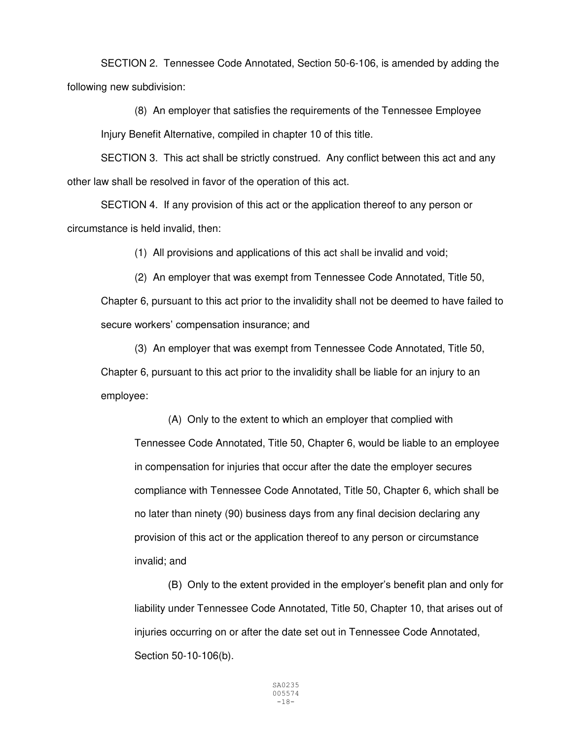SECTION 2. Tennessee Code Annotated, Section 50-6-106, is amended by adding the following new subdivision:

(8) An employer that satisfies the requirements of the Tennessee Employee Injury Benefit Alternative, compiled in chapter 10 of this title.

SECTION 3. This act shall be strictly construed. Any conflict between this act and any other law shall be resolved in favor of the operation of this act.

SECTION 4. If any provision of this act or the application thereof to any person or circumstance is held invalid, then:

(1) All provisions and applications of this act shall be invalid and void;

(2) An employer that was exempt from Tennessee Code Annotated, Title 50, Chapter 6, pursuant to this act prior to the invalidity shall not be deemed to have failed to secure workers' compensation insurance; and

(3) An employer that was exempt from Tennessee Code Annotated, Title 50, Chapter 6, pursuant to this act prior to the invalidity shall be liable for an injury to an employee:

(A) Only to the extent to which an employer that complied with Tennessee Code Annotated, Title 50, Chapter 6, would be liable to an employee in compensation for injuries that occur after the date the employer secures compliance with Tennessee Code Annotated, Title 50, Chapter 6, which shall be no later than ninety (90) business days from any final decision declaring any provision of this act or the application thereof to any person or circumstance invalid; and

(B) Only to the extent provided in the employer's benefit plan and only for liability under Tennessee Code Annotated, Title 50, Chapter 10, that arises out of injuries occurring on or after the date set out in Tennessee Code Annotated, Section 50-10-106(b).

SA0235
005574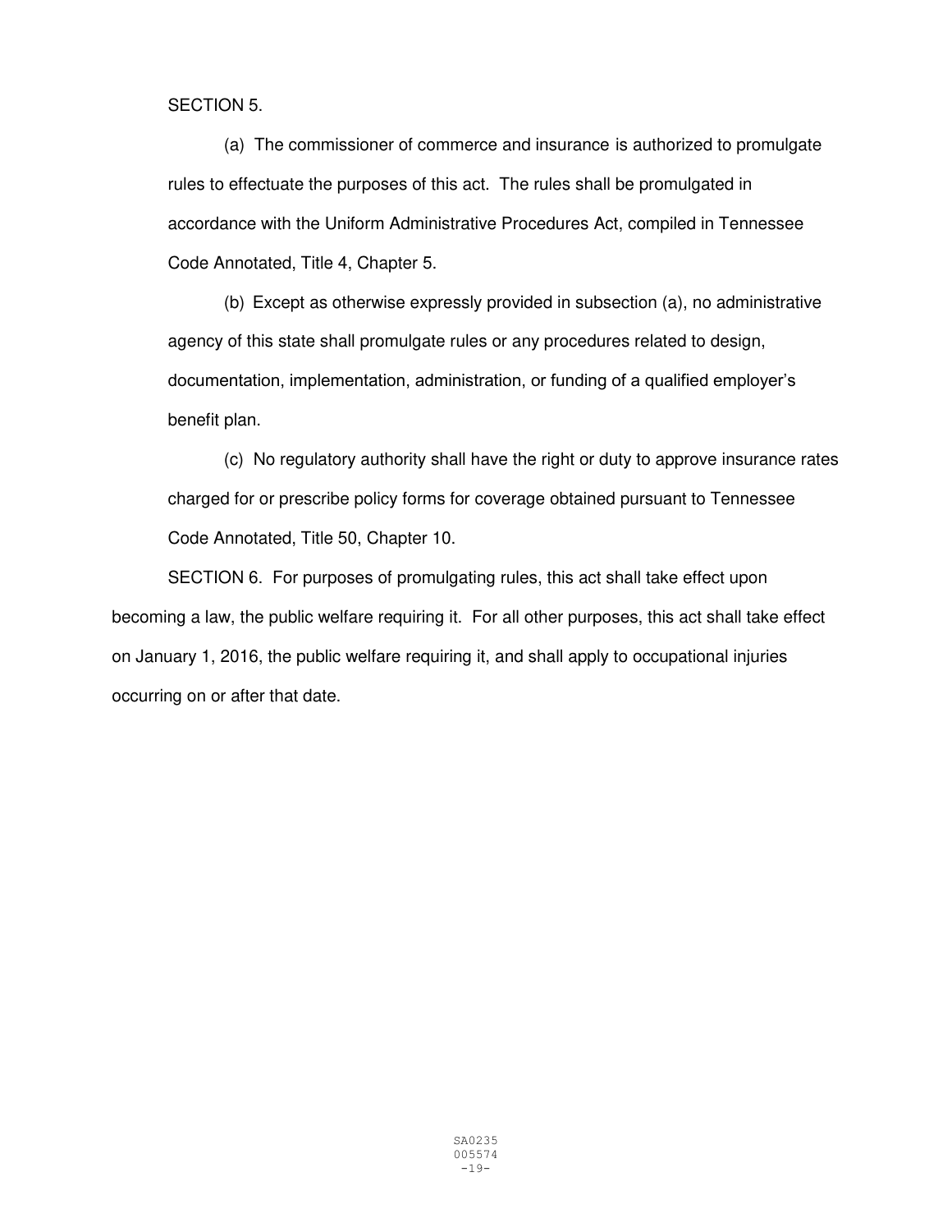SECTION 5.

(a) The commissioner of commerce and insurance is authorized to promulgate rules to effectuate the purposes of this act. The rules shall be promulgated in accordance with the Uniform Administrative Procedures Act, compiled in Tennessee Code Annotated, Title 4, Chapter 5.

(b) Except as otherwise expressly provided in subsection (a), no administrative agency of this state shall promulgate rules or any procedures related to design, documentation, implementation, administration, or funding of a qualified employer's benefit plan.

(c) No regulatory authority shall have the right or duty to approve insurance rates charged for or prescribe policy forms for coverage obtained pursuant to Tennessee Code Annotated, Title 50, Chapter 10.

SECTION 6. For purposes of promulgating rules, this act shall take effect upon becoming a law, the public welfare requiring it. For all other purposes, this act shall take effect on January 1, 2016, the public welfare requiring it, and shall apply to occupational injuries occurring on or after that date.